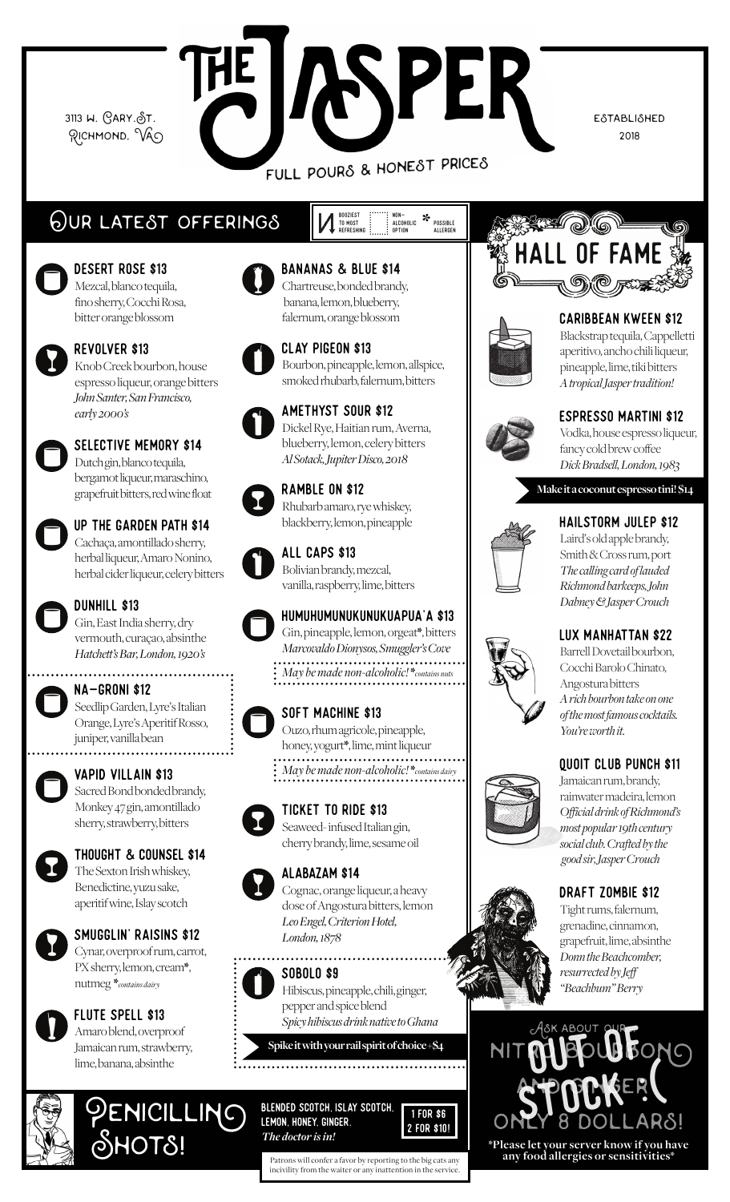# THE JASPER

3113 W. Cary St.
Richmond, VA

Established 2018

FULL POURS & HONEST PRICES

## Our Latest Offerings

Boozicst to most refreshing | Non-alcoholic option | * Possible allergen

### DESERT ROSE $13
Mezcal, blanco tequila, fino sherry, Cocchi Rosa, bitter orange blossom

### REVOLVER $13
Knob Creek bourbon, house espresso liqueur, orange bitters
*John Santer, San Francisco, early 2000's*

### SELECTIVE MEMORY $14
Dutch gin, blanco tequila, bergamot liqueur, maraschino, grapefruit bitters, red wine float

### UP THE GARDEN PATH $14
Cachaça, amontillado sherry, herbal liqueur, Amaro Nonino, herbal cider liqueur, celery bitters

### DUNHILL $13
Gin, East India sherry, dry vermouth, curaçao, absinthe
*Hatchett's Bar, London, 1920's*

### NA-GRONI $12
Seedlip Garden, Lyre's Italian Orange, Lyre's Aperitif Rosso, juniper, vanilla bean

### VAPID VILLAIN $13
Sacred Bond bonded brandy, Monkey 47 gin, amontillado sherry, strawberry, bitters

### THOUGHT & COUNSEL $14
The Sexton Irish whiskey, Benedictine, yuzu sake, aperitif wine, Islay scotch

### SMUGGLIN' RAISINS $12
Cynar, overproof rum, carrot, PX sherry, lemon, cream*, nutmeg *contains dairy

### FLUTE SPELL $13
Amaro blend, overproof Jamaican rum, strawberry, lime, banana, absinthe

### BANANAS & BLUE $14
Chartreuse, bonded brandy, banana, lemon, blueberry, falernum, orange blossom

### CLAY PIGEON $13
Bourbon, pineapple, lemon, allspice, smoked rhubarb, falernum, bitters

### AMETHYST SOUR $12
Dickel Rye, Haitian rum, Averna, blueberry, lemon, celery bitters
*Al Sotack, Jupiter Disco, 2018*

### RAMBLE ON $12
Rhubarb amaro, rye whiskey, blackberry, lemon, pineapple

### ALL CAPS $13
Bolivian brandy, mezcal, vanilla, raspberry, lime, bitters

### HUMUHUMUNUKUNUKUAPUA'A $13
Gin, pineapple, lemon, orgeat*, bitters
*Marcovaldo Dionysos, Smuggler's Cove*

*May be made non-alcoholic!* *contains nuts

### SOFT MACHINE $13
Ouzo, rhum agricole, pineapple, honey, yogurt*, lime, mint liqueur

*May be made non-alcoholic!* *contains dairy

### TICKET TO RIDE $13
Seaweed-infused Italian gin, cherry brandy, lime, sesame oil

### ALABAZAM $14
Cognac, orange liqueur, a heavy dose of Angostura bitters, lemon
*Leo Engel, Criterion Hotel, London, 1878*

### SOBOLO $9
Hibiscus, pineapple, chili, ginger, pepper and spice blend
*Spicy hibiscus drink native to Ghana*

**Spike it with your rail spirit of choice +$4**

## Penicillin Shots!

Blended scotch, Islay scotch, lemon, honey, ginger.
*The doctor is in!*

1 for $6
2 for $10!

## Hall of Fame

### CARIBBEAN KWEEN $12
Blackstrap tequila, Cappelletti aperitivo, ancho chili liqueur, pineapple, lime, tiki bitters
*A tropical Jasper tradition!*

### ESPRESSO MARTINI $12
Vodka, house espresso liqueur, fancy cold brew coffee
*Dick Bradsell, London, 1983*

**Make it a coconut espresso tini! $14**

### HAILSTORM JULEP $12
Laird's old apple brandy, Smith & Cross rum, port
*The calling card of lauded Richmond barkeeps, John Dabney & Jasper Crouch*

### LUX MANHATTAN $22
Barrell Dovetail bourbon, Cocchi Barolo Chinato, Angostura bitters
*A rich bourbon take on one of the most famous cocktails. You're worth it.*

### QUOIT CLUB PUNCH $11
Jamaican rum, brandy, rainwater madeira, lemon
*Official drink of Richmond's most popular 19th century social club. Crafted by the good sir, Jasper Crouch*

### DRAFT ZOMBIE $12
Tight rums, falernum, grenadine, cinnamon, grapefruit, lime, absinthe
*Donn the Beachcomber, resurrected by Jeff "Beachbum" Berry*

Ask about our nitro bourbon and ginger! Only 8 dollars!

OUT OF STOCK :(

**\*Please let your server know if you have any food allergies or sensitivities\***

Patrons will confer a favor by reporting to the big cats any incivility from the waiter or any inattention in the service.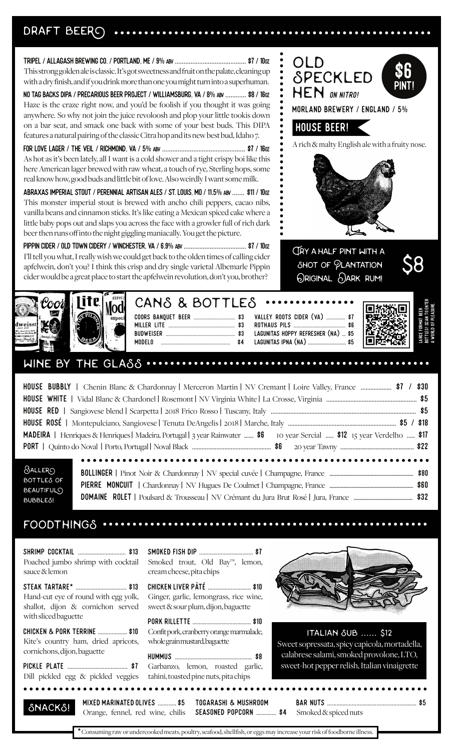## DRAFT BEERS

**TRIPEL / ALLAGASH BREWING CO. / PORTLAND, ME / 9% ABV** ........ $7 / 10oz
This strong golden ale is classic. It's got sweetness and fruit on the palate, cleaning up with a dry finish, and if you drink more than one you might turn into a superhuman.

**NO TAG BACKS DIPA / PRECARIOUS BEER PROJECT / WILLIAMSBURG, VA / 8% ABV** ........ $8 / 16oz
Haze is the craze right now, and you'd be foolish if you thought it was going anywhere. So why not join the juice revoloosh and plop your little tookis down on a bar seat, and smack one back with some of your best buds. This DIPA features a natural pairing of the classic Citra hop and its new best bud, Idaho 7.

**FOR LOVE LAGER / THE VEIL / RICHMOND, VA / 5% ABV** ........ $7 / 16oz
As hot as it's been lately, all I want is a cold shower and a tight crispy boi like this here American lager brewed with raw wheat, a touch of rye, Sterling hops, some real know how, good buds and little bit of love. Also weirdly I want some milk.

**ABRAXAS IMPERIAL STOUT / PERENNIAL ARTISAN ALES / ST. LOUIS, MO / 11.5% ABV** ........ $11 / 10oz
This monster imperial stout is brewed with ancho chili peppers, cacao nibs, vanilla beans and cinnamon sticks. It's like eating a Mexican spiced cake where a little baby pops out and slaps you across the face with a growler full of rich dark beer then runs off into the night giggling maniacally. You get the picture.

**PIPPIN CIDER / OLD TOWN CIDERY / WINCHESTER, VA / 6.9% ABV** ........ $7 / 10oz
I'll tell you what, I really wish we could get back to the olden times of calling cider apfelwein, don't you? I think this crisp and dry single varietal Albemarle Pippin cider would be a great place to start the apfelwein revolution, don't you, brother?

### OLD SPECKLED HEN *ON NITRO!*

**$6 PINT!**

**MORLAND BREWERY / ENGLAND / 5%**

**HOUSE BEER!**

A rich & malty English ale with a fruity nose.

Try a half pint with a shot of Plantation Original Dark rum! **$8**

## CANS & BOTTLES

| | | | |
|---|---|---|---|
| COORS BANQUET BEER | $3 | VALLEY ROOTS CIDER (VA) | $7 |
| MILLER LITE | $3 | ROTHAUS PILS | $6 |
| BUDWEISER | $3 | LAGUNITAS HOPPY REFRESHER (NA) | $5 |
| MODELO | $4 | LAGUNITAS IPNA (NA) | $5 |

LARGE FORMAT BEER BOTTLES! SCAN TO ENTER A WORLD OF PLEASURE.

## WINE BY THE GLASS

**HOUSE BUBBLY** | Chenin Blanc & Chardonnay | Merceron Martin | NV Cremant | Loire Valley, France ........ $7 / $30

**HOUSE WHITE** | Vidal Blanc & Chardonel | Rosemont | NV Virginia White | La Crosse, Virginia ........ $5

**HOUSE RED** | Sangiovese blend | Scarpetta | 2018 Frico Rosso | Tuscany, Italy ........ $5

**HOUSE ROSÉ** | Montepulciano, Sangiovese | Tenuta DeAngelis | 2018 | Marche, Italy ........ $5 / $18

**MADEIRA** | Henriques & Henriques | Madeira, Portugal | 3 year Rainwater ...... $6 10 year Sercial ..... $12 15 year Verdelho ..... $17

**PORT** | Quinto do Noval | Porto, Portugal | Noval Black ........ $6 20 year Tawny ........ $22

### BALLERS BOTTLES OF BEAUTIFULS BUBBLES!

**BOLLINGER** | Pinot Noir & Chardonnay | NV special cuvée | Champagne, France ........ $80

**PIERRE MONCUIT** | Chardonnay | NV Hugues De Coulmet | Champagne, France ........ $60

**DOMAINE ROLET** | Poulsard & Trousseau | NV Crémant du Jura Brut Rosé | Jura, France ........ $32

## FOODTHINGS

**SHRIMP COCKTAIL** ........ $13
Poached jumbo shrimp with cocktail sauce & lemon

**STEAK TARTARE*** ........ $13
Hand-cut eye of round with egg yolk, shallot, dijon & cornichon served with sliced baguette

**CHICKEN & PORK TERRINE** ........ $10
Kite's country ham, dried apricots, cornichons, dijon, baguette

**PICKLE PLATE** ........ $7
Dill pickled egg & pickled veggies

**SMOKED FISH DIP** ........ $7
Smoked trout, Old Bay™, lemon, cream cheese, pita chips

**CHICKEN LIVER PÂTÉ** ........ $10
Ginger, garlic, lemongrass, rice wine, sweet & sour plum, dijon, baguette

**PORK RILLETTE** ........ $10
Confit pork, cranberry orange marmalade, whole grain mustard, baguette

**HUMMUS** ........ $8
Garbanzo, lemon, roasted garlic, tahini, toasted pine nuts, pita chips

**ITALIAN SUB ...... $12**
Sweet sopressata, spicy capicola, mortadella, calabrese salami, smoked provolone, LTO, sweet-hot pepper relish, Italian vinaigrette

### SNACKS!

**MIXED MARINATED OLIVES** ........ $5
Orange, fennel, red wine, chilis

**TOGARASHI & MUSHROOM SEASONED POPCORN** ........ $4

**BAR NUTS** ........ $5
Smoked & spiced nuts

*Consuming raw or undercooked meats, poultry, seafood, shellfish, or eggs may increase your risk of foodborne illness.